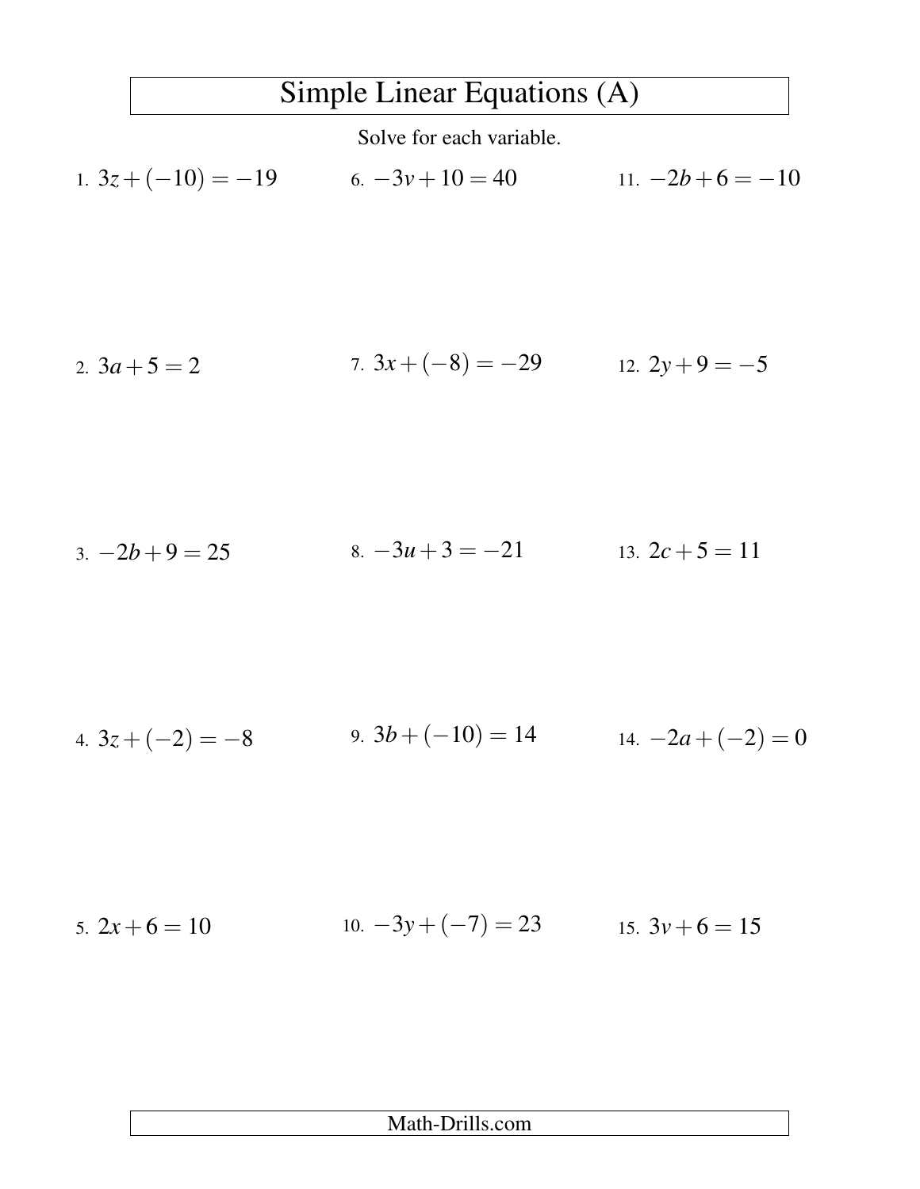# Simple Linear Equations (A)

Solve for each variable.

1. $3z + (-10) = -19$
2. $3a + 5 = 2$
3. $-2b + 9 = 25$
4. $3z + (-2) = -8$
5. $2x + 6 = 10$
6. $-3v + 10 = 40$
7. $3x + (-8) = -29$
8. $-3u + 3 = -21$
9. $3b + (-10) = 14$
10. $-3y + (-7) = 23$
11. $-2b + 6 = -10$
12. $2y + 9 = -5$
13. $2c + 5 = 11$
14. $-2a + (-2) = 0$
15. $3v + 6 = 15$

Math-Drills.com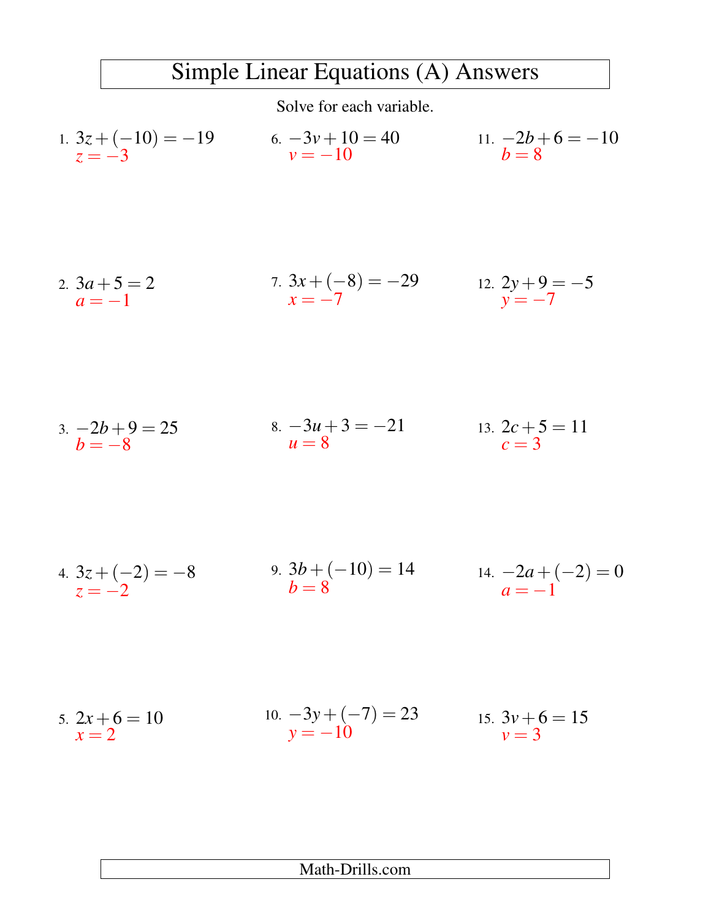# Simple Linear Equations (A) Answers

Solve for each variable.

1. $3z + (-10) = -19$
   $z = -3$

2. $3a + 5 = 2$
   $a = -1$

3. $-2b + 9 = 25$
   $b = -8$

4. $3z + (-2) = -8$
   $z = -2$

5. $2x + 6 = 10$
   $x = 2$

6. $-3v + 10 = 40$
   $v = -10$

7. $3x + (-8) = -29$
   $x = -7$

8. $-3u + 3 = -21$
   $u = 8$

9. $3b + (-10) = 14$
   $b = 8$

10. $-3y + (-7) = 23$
    $y = -10$

11. $-2b + 6 = -10$
    $b = 8$

12. $2y + 9 = -5$
    $y = -7$

13. $2c + 5 = 11$
    $c = 3$

14. $-2a + (-2) = 0$
    $a = -1$

15. $3v + 6 = 15$
    $v = 3$

Math-Drills.com